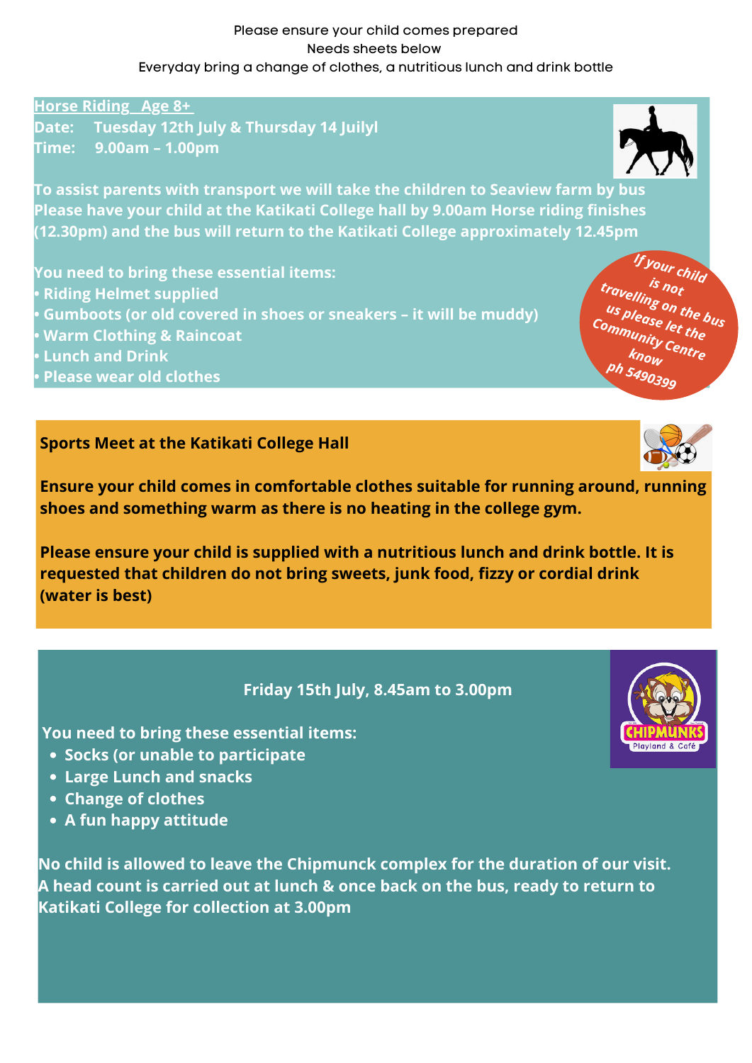Please ensure your child comes prepared
Needs sheets below
Everyday bring a change of clothes, a nutritious lunch and drink bottle

**Horse Riding Age 8+**

**Date:** Tuesday 12th July & Thursday 14 Juilyl
**Time:** 9.00am – 1.00pm

To assist parents with transport we will take the children to Seaview farm by bus Please have your child at the Katikati College hall by 9.00am Horse riding finishes (12.30pm) and the bus will return to the Katikati College approximately 12.45pm

You need to bring these essential items:

- Riding Helmet supplied
- Gumboots (or old covered in shoes or sneakers – it will be muddy)
- Warm Clothing & Raincoat
- Lunch and Drink
- Please wear old clothes

*If your child is not travelling on the bus please let the Community Centre know ph 5490399*

**Sports Meet at the Katikati College Hall**

**Ensure your child comes in comfortable clothes suitable for running around, running shoes and something warm as there is no heating in the college gym.**

**Please ensure your child is supplied with a nutritious lunch and drink bottle. It is requested that children do not bring sweets, junk food, fizzy or cordial drink (water is best)**

**Friday 15th July, 8.45am to 3.00pm**

CHIPMUNKS Playland & Café

You need to bring these essential items:

- Socks (or unable to participate
- Large Lunch and snacks
- Change of clothes
- A fun happy attitude

No child is allowed to leave the Chipmunck complex for the duration of our visit. A head count is carried out at lunch & once back on the bus, ready to return to Katikati College for collection at 3.00pm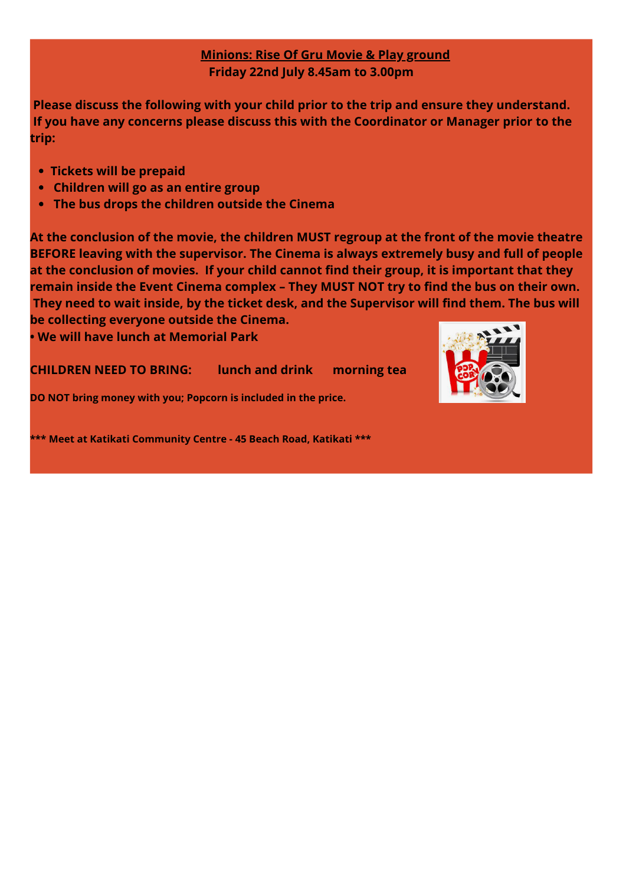**Minions: Rise Of Gru Movie & Play ground**

**Friday 22nd July 8.45am to 3.00pm**

**Please discuss the following with your child prior to the trip and ensure they understand. If you have any concerns please discuss this with the Coordinator or Manager prior to the trip:**

- **Tickets will be prepaid**
- **Children will go as an entire group**
- **The bus drops the children outside the Cinema**

**At the conclusion of the movie, the children MUST regroup at the front of the movie theatre BEFORE leaving with the supervisor. The Cinema is always extremely busy and full of people at the conclusion of movies. If your child cannot find their group, it is important that they remain inside the Event Cinema complex – They MUST NOT try to find the bus on their own. They need to wait inside, by the ticket desk, and the Supervisor will find them. The bus will be collecting everyone outside the Cinema.**

- **We will have lunch at Memorial Park**

**CHILDREN NEED TO BRING: lunch and drink morning tea**

**DO NOT bring money with you; Popcorn is included in the price.**

**\*\*\* Meet at Katikati Community Centre - 45 Beach Road, Katikati \*\*\***